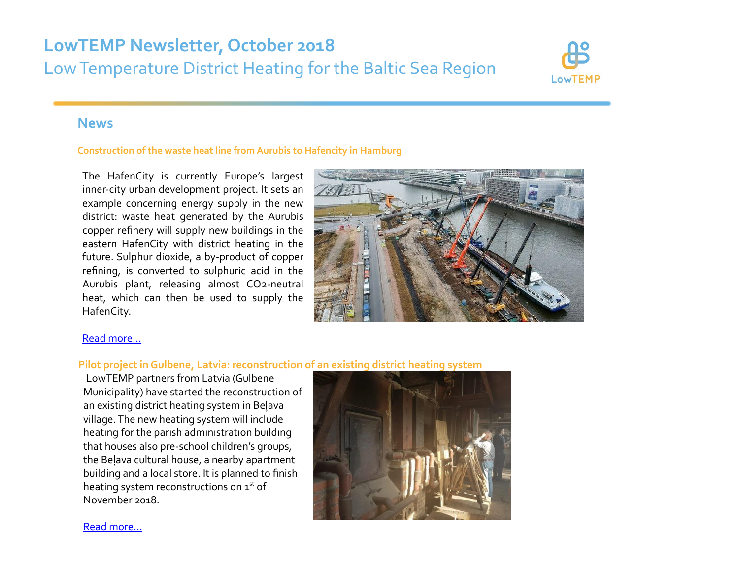# LowTEMP Newsletter, October 2018

Low Temperature District Heating for the Baltic Sea Region

## News

### Construction of the waste heat line from Aurubis to Hafencity in Hamburg

The HafenCity is currently Europe's largest inner-city urban development project. It sets an example concerning energy supply in the new district: waste heat generated by the Aurubis copper refinery will supply new buildings in the eastern HafenCity with district heating in the future. Sulphur dioxide, a by-product of copper refining, is converted to sulphuric acid in the Aurubis plant, releasing almost $CO_2$-neutral heat, which can then be used to supply the HafenCity.

Read more…

### Pilot project in Gulbene, Latvia: reconstruction of an existing district heating system

LowTEMP partners from Latvia (Gulbene Municipality) have started the reconstruction of an existing district heating system in Beļava village. The new heating system will include heating for the parish administration building that houses also pre-school children's groups, the Beļava cultural house, a nearby apartment building and a local store. It is planned to finish heating system reconstructions on 1st of November 2018.

Read more…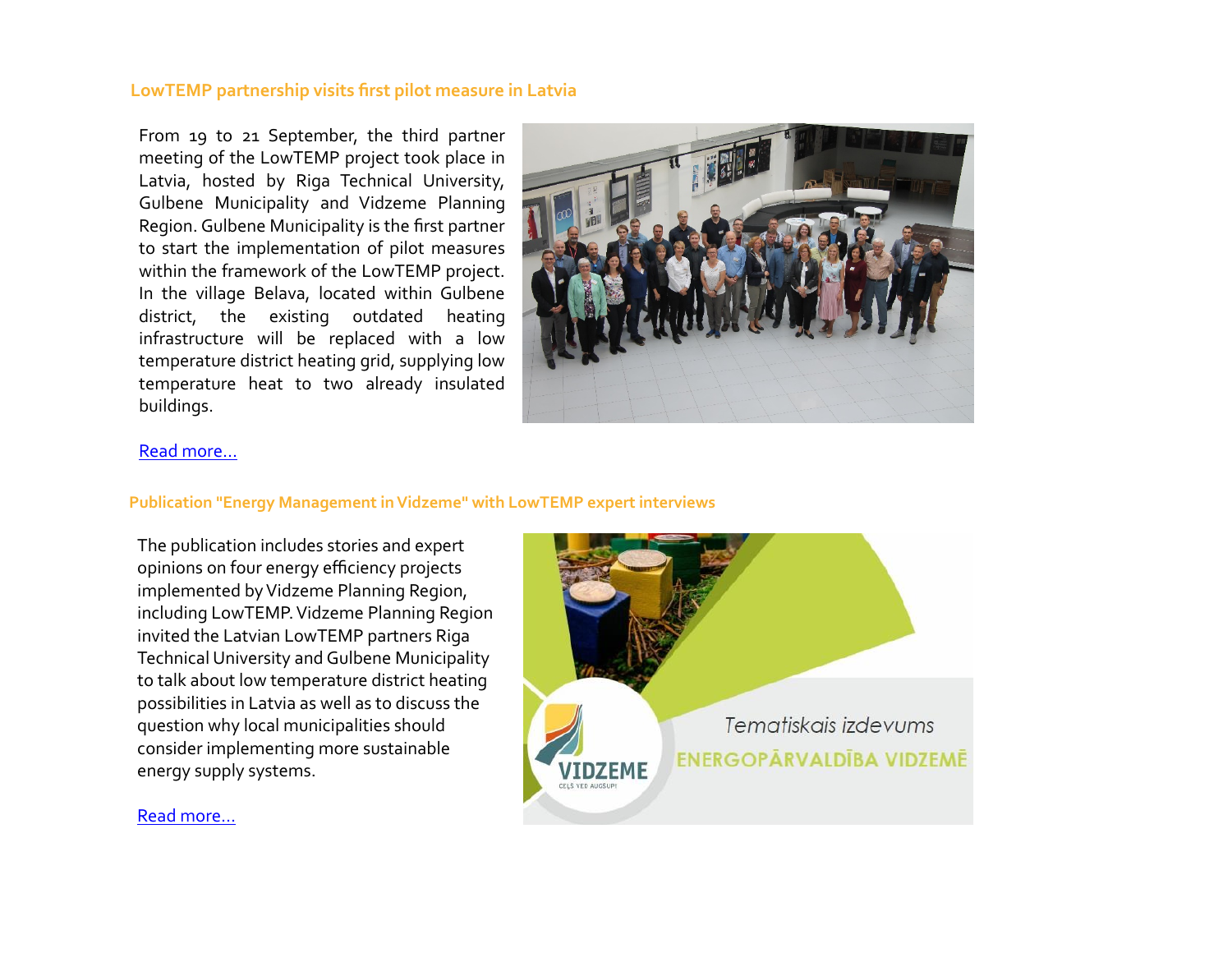## LowTEMP partnership visits first pilot measure in Latvia

From 19 to 21 September, the third partner meeting of the LowTEMP project took place in Latvia, hosted by Riga Technical University, Gulbene Municipality and Vidzeme Planning Region. Gulbene Municipality is the first partner to start the implementation of pilot measures within the framework of the LowTEMP project. In the village Belava, located within Gulbene district, the existing outdated heating infrastructure will be replaced with a low temperature district heating grid, supplying low temperature heat to two already insulated buildings.

Read more...

## Publication "Energy Management in Vidzeme" with LowTEMP expert interviews

The publication includes stories and expert opinions on four energy efficiency projects implemented by Vidzeme Planning Region, including LowTEMP. Vidzeme Planning Region invited the Latvian LowTEMP partners Riga Technical University and Gulbene Municipality to talk about low temperature district heating possibilities in Latvia as well as to discuss the question why local municipalities should consider implementing more sustainable energy supply systems.

Read more...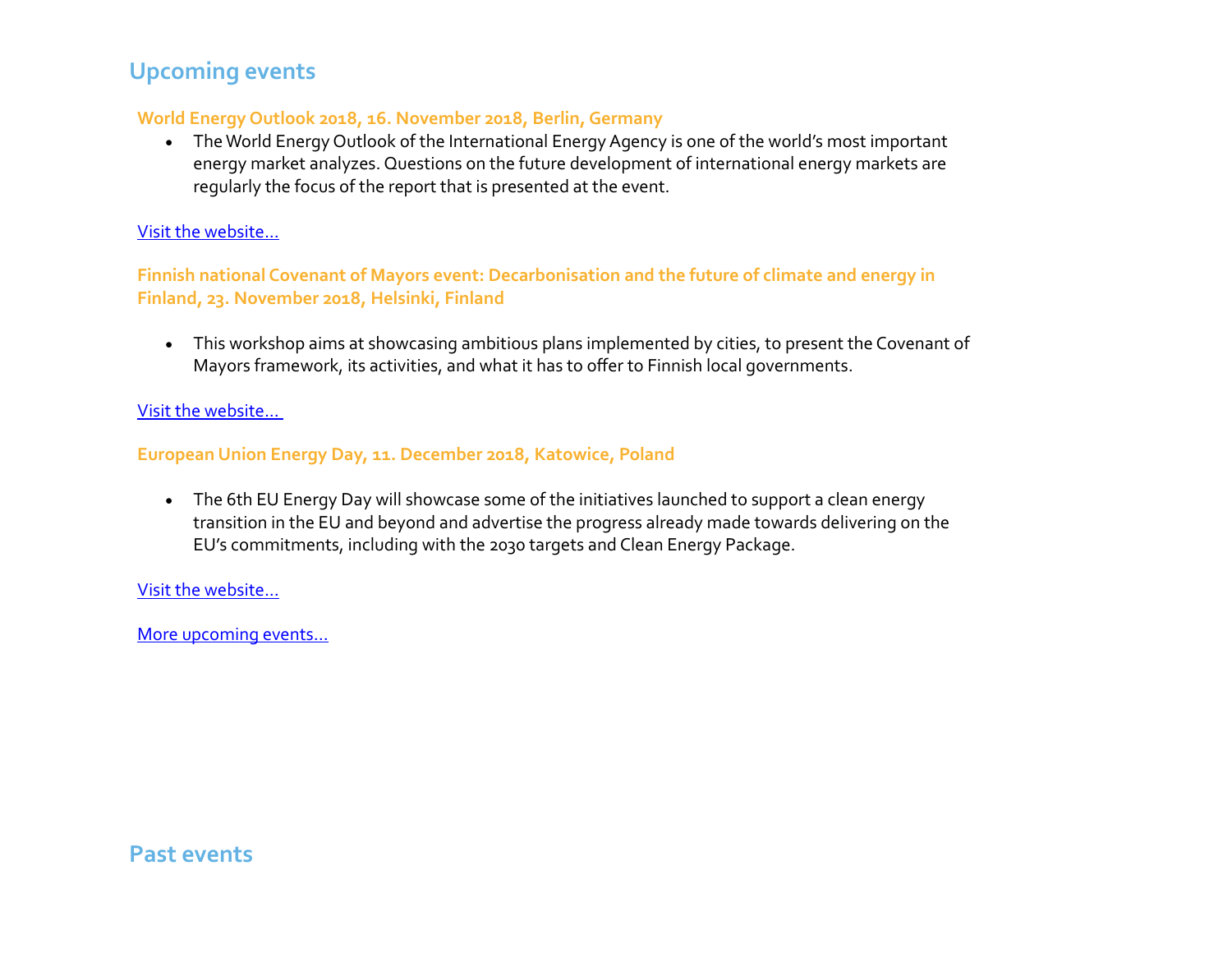## Upcoming events

### World Energy Outlook 2018, 16. November 2018, Berlin, Germany

- The World Energy Outlook of the International Energy Agency is one of the world's most important energy market analyzes. Questions on the future development of international energy markets are regularly the focus of the report that is presented at the event.

Visit the website…

### Finnish national Covenant of Mayors event: Decarbonisation and the future of climate and energy in Finland, 23. November 2018, Helsinki, Finland

- This workshop aims at showcasing ambitious plans implemented by cities, to present the Covenant of Mayors framework, its activities, and what it has to offer to Finnish local governments.

Visit the website…

### European Union Energy Day, 11. December 2018, Katowice, Poland

- The 6th EU Energy Day will showcase some of the initiatives launched to support a clean energy transition in the EU and beyond and advertise the progress already made towards delivering on the EU's commitments, including with the 2030 targets and Clean Energy Package.

Visit the website…

More upcoming events…

## Past events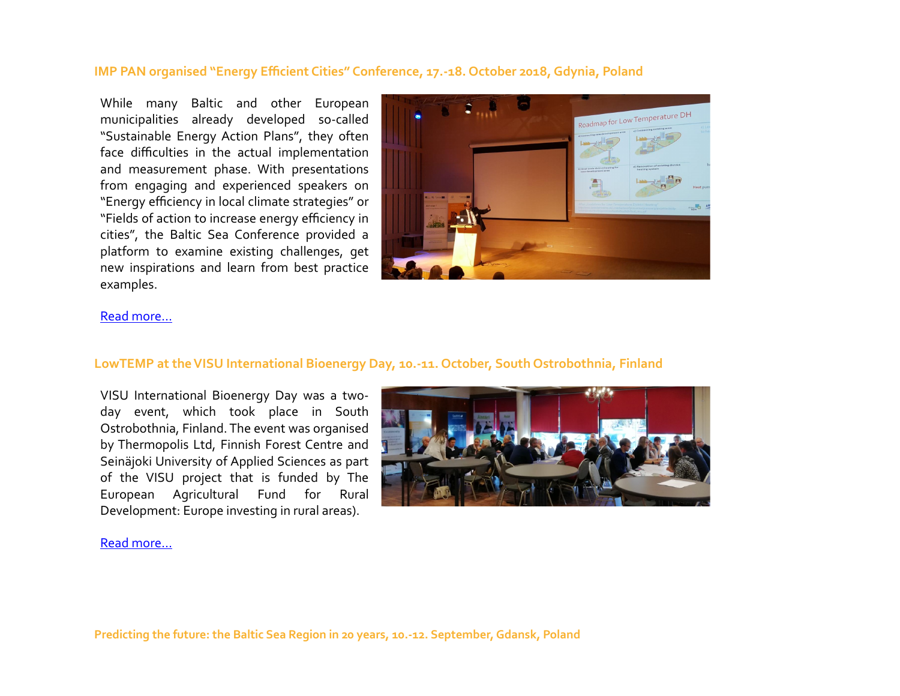### IMP PAN organised "Energy Efficient Cities" Conference, 17.-18. October 2018, Gdynia, Poland

While many Baltic and other European municipalities already developed so-called "Sustainable Energy Action Plans", they often face difficulties in the actual implementation and measurement phase. With presentations from engaging and experienced speakers on "Energy efficiency in local climate strategies" or "Fields of action to increase energy efficiency in cities", the Baltic Sea Conference provided a platform to examine existing challenges, get new inspirations and learn from best practice examples.

Read more...

### LowTEMP at the VISU International Bioenergy Day, 10.-11. October, South Ostrobothnia, Finland

VISU International Bioenergy Day was a two-day event, which took place in South Ostrobothnia, Finland. The event was organised by Thermopolis Ltd, Finnish Forest Centre and Seinäjoki University of Applied Sciences as part of the VISU project that is funded by The European Agricultural Fund for Rural Development: Europe investing in rural areas).

Read more...

### Predicting the future: the Baltic Sea Region in 20 years, 10.-12. September, Gdansk, Poland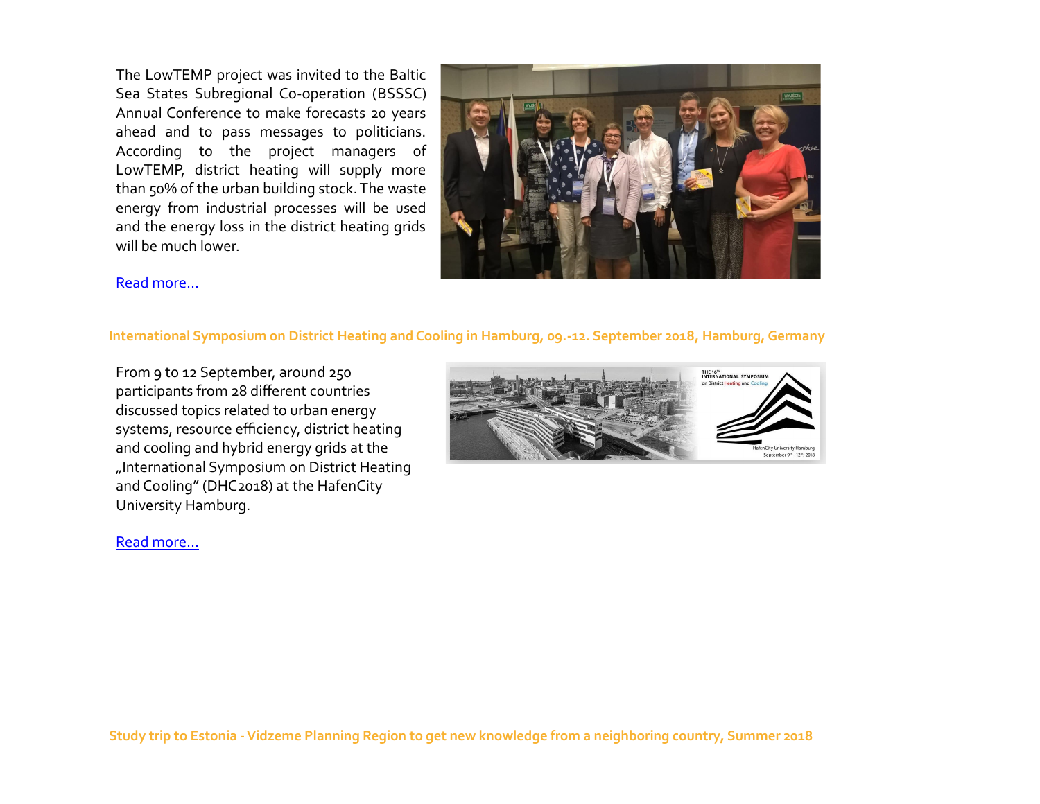The LowTEMP project was invited to the Baltic Sea States Subregional Co-operation (BSSSC) Annual Conference to make forecasts 20 years ahead and to pass messages to politicians. According to the project managers of LowTEMP, district heating will supply more than 50% of the urban building stock. The waste energy from industrial processes will be used and the energy loss in the district heating grids will be much lower.

Read more...

### International Symposium on District Heating and Cooling in Hamburg, 09.-12. September 2018, Hamburg, Germany

From 9 to 12 September, around 250 participants from 28 different countries discussed topics related to urban energy systems, resource efficiency, district heating and cooling and hybrid energy grids at the „International Symposium on District Heating and Cooling" (DHC2018) at the HafenCity University Hamburg.

Read more...

### Study trip to Estonia - Vidzeme Planning Region to get new knowledge from a neighboring country, Summer 2018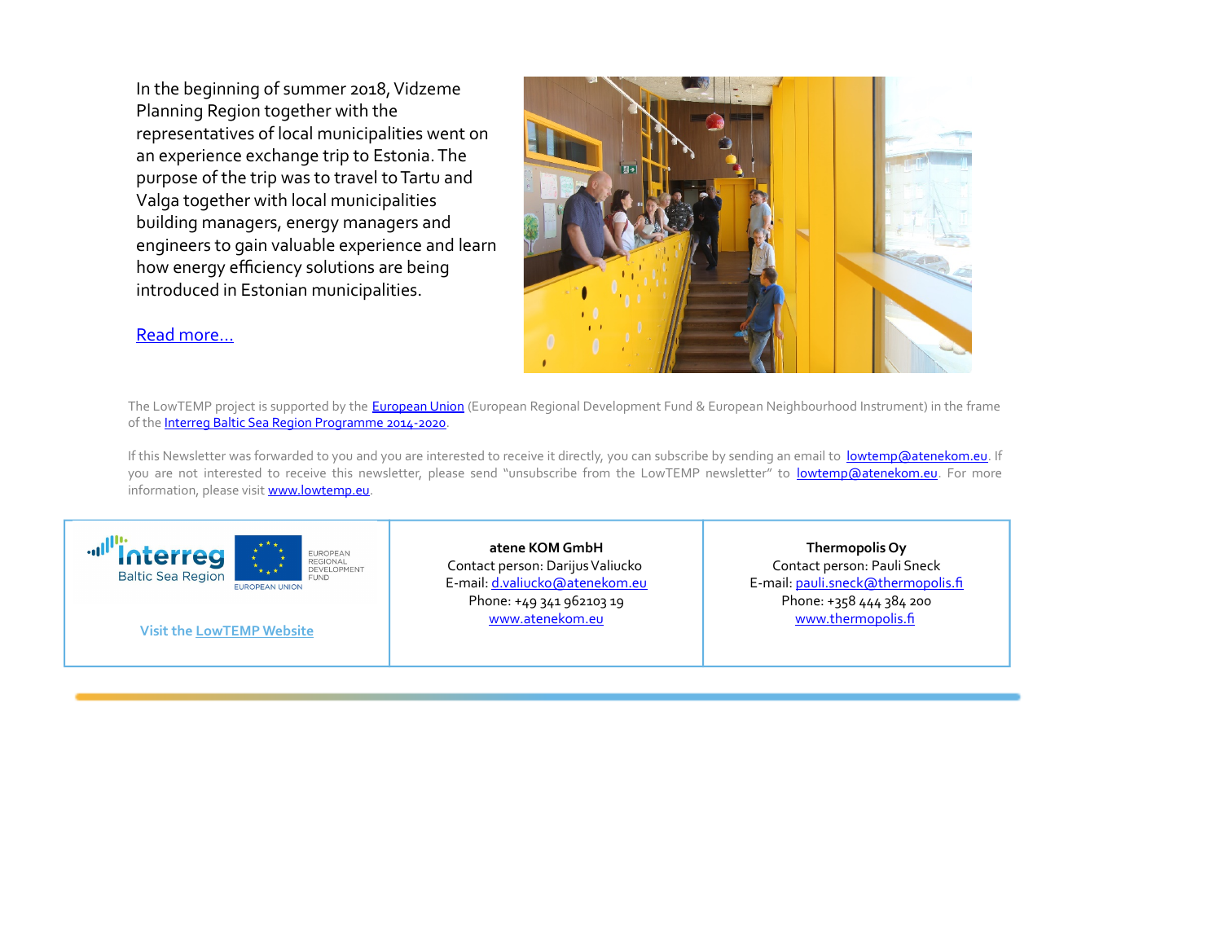In the beginning of summer 2018, Vidzeme Planning Region together with the representatives of local municipalities went on an experience exchange trip to Estonia. The purpose of the trip was to travel to Tartu and Valga together with local municipalities building managers, energy managers and engineers to gain valuable experience and learn how energy efficiency solutions are being introduced in Estonian municipalities.

Read more...

The LowTEMP project is supported by the European Union (European Regional Development Fund & European Neighbourhood Instrument) in the frame of the Interreg Baltic Sea Region Programme 2014-2020.

If this Newsletter was forwarded to you and you are interested to receive it directly, you can subscribe by sending an email to lowtemp@atenekom.eu. If you are not interested to receive this newsletter, please send "unsubscribe from the LowTEMP newsletter" to lowtemp@atenekom.eu. For more information, please visit www.lowtemp.eu.

| | | |
|---|---|---|
| Interreg Baltic Sea Region – European Union, European Regional Development Fund<br><br>Visit the LowTEMP Website | **atene KOM GmbH**<br>Contact person: Darijus Valiucko<br>E-mail: d.valiucko@atenekom.eu<br>Phone: +49 341 962103 19<br>www.atenekom.eu | **Thermopolis Oy**<br>Contact person: Pauli Sneck<br>E-mail: pauli.sneck@thermopolis.fi<br>Phone: +358 444 384 200<br>www.thermopolis.fi |